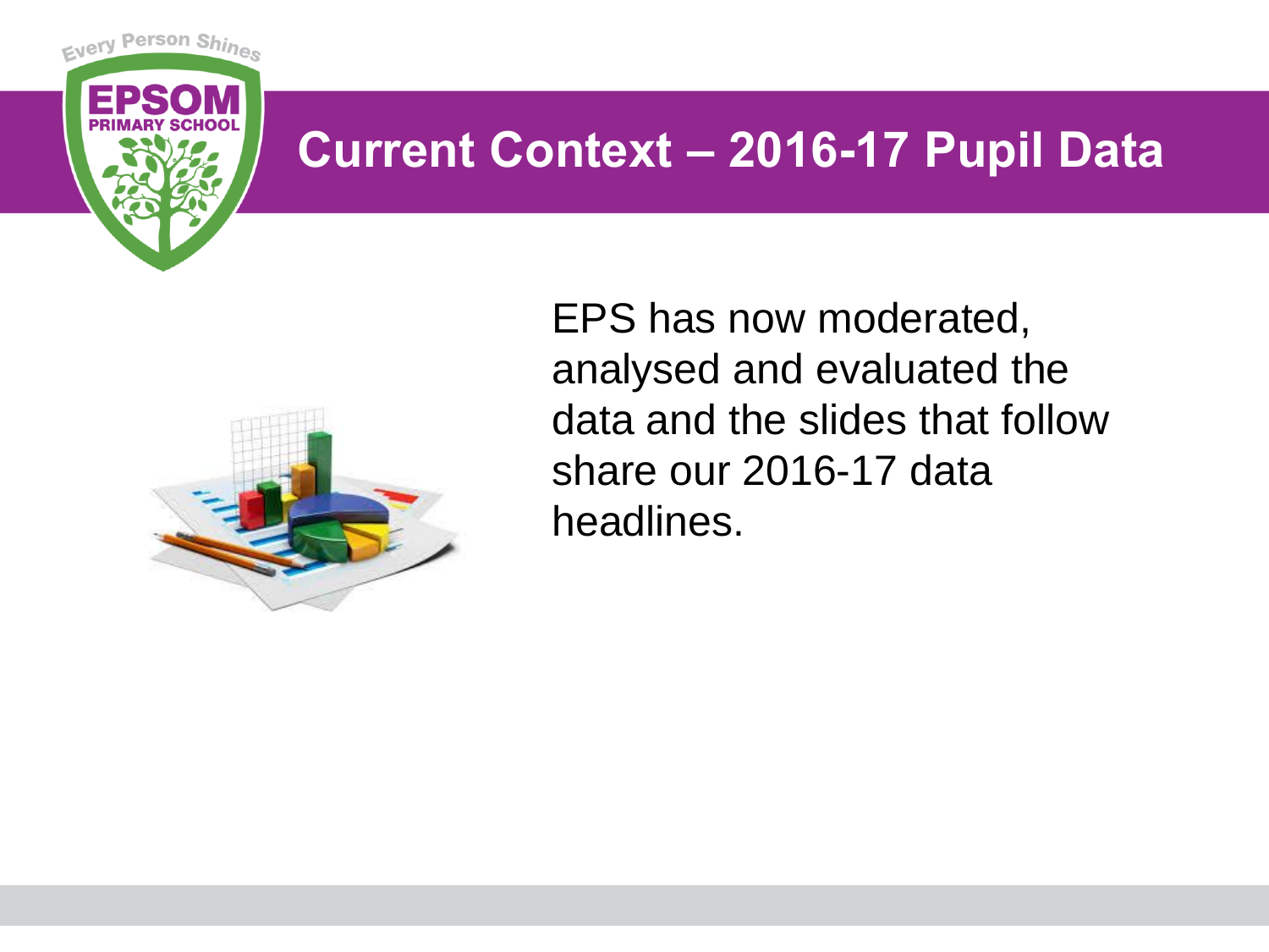# Current Context – 2016-17 Pupil Data

EPS has now moderated, analysed and evaluated the data and the slides that follow share our 2016-17 data headlines.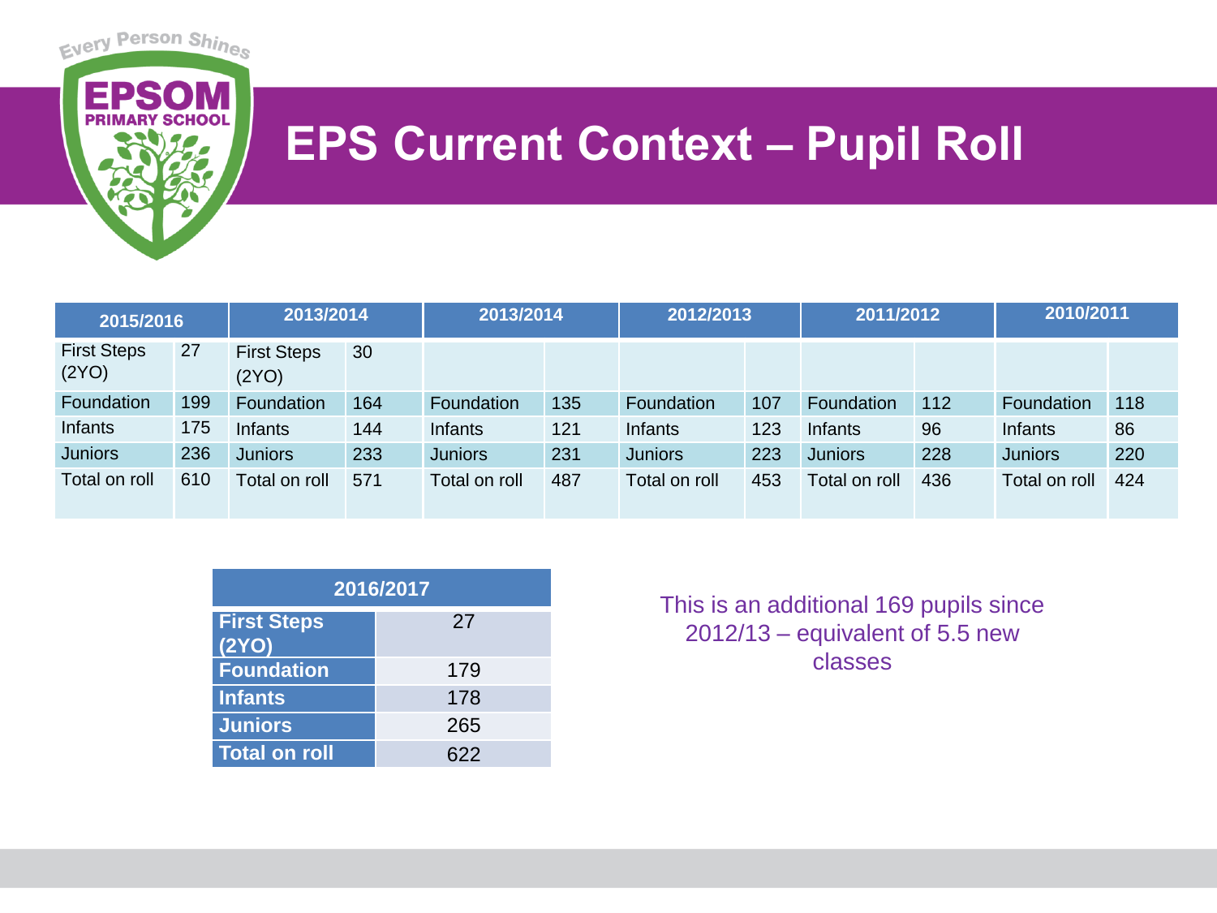# EPS Current Context – Pupil Roll

| 2015/2016 | | 2013/2014 | | 2013/2014 | | 2012/2013 | | 2011/2012 | | 2010/2011 | |
|---|---|---|---|---|---|---|---|---|---|---|---|
| First Steps (2YO) | 27 | First Steps (2YO) | 30 | | | | | | | | |
| Foundation | 199 | Foundation | 164 | Foundation | 135 | Foundation | 107 | Foundation | 112 | Foundation | 118 |
| Infants | 175 | Infants | 144 | Infants | 121 | Infants | 123 | Infants | 96 | Infants | 86 |
| Juniors | 236 | Juniors | 233 | Juniors | 231 | Juniors | 223 | Juniors | 228 | Juniors | 220 |
| Total on roll | 610 | Total on roll | 571 | Total on roll | 487 | Total on roll | 453 | Total on roll | 436 | Total on roll | 424 |

| 2016/2017 | |
|---|---|
| **First Steps (2YO)** | 27 |
| **Foundation** | 179 |
| **Infants** | 178 |
| **Juniors** | 265 |
| **Total on roll** | 622 |

This is an additional 169 pupils since 2012/13 – equivalent of 5.5 new classes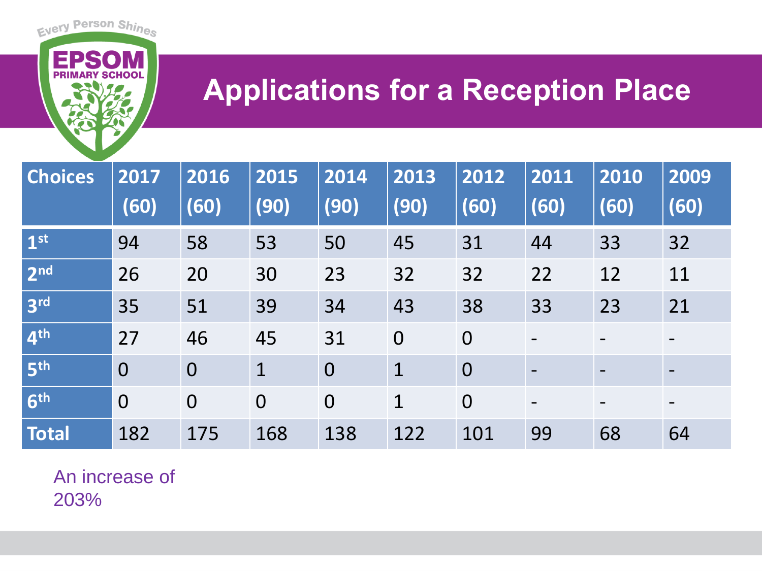Every Person Shines

EPSOM PRIMARY SCHOOL

# Applications for a Reception Place

| Choices | 2017 (60) | 2016 (60) | 2015 (90) | 2014 (90) | 2013 (90) | 2012 (60) | 2011 (60) | 2010 (60) | 2009 (60) |
|---|---|---|---|---|---|---|---|---|---|
| 1st | 94 | 58 | 53 | 50 | 45 | 31 | 44 | 33 | 32 |
| 2nd | 26 | 20 | 30 | 23 | 32 | 32 | 22 | 12 | 11 |
| 3rd | 35 | 51 | 39 | 34 | 43 | 38 | 33 | 23 | 21 |
| 4th | 27 | 46 | 45 | 31 | 0 | 0 | - | - | - |
| 5th | 0 | 0 | 1 | 0 | 1 | 0 | - | - | - |
| 6th | 0 | 0 | 0 | 0 | 1 | 0 | - | - | - |
| Total | 182 | 175 | 168 | 138 | 122 | 101 | 99 | 68 | 64 |

An increase of 203%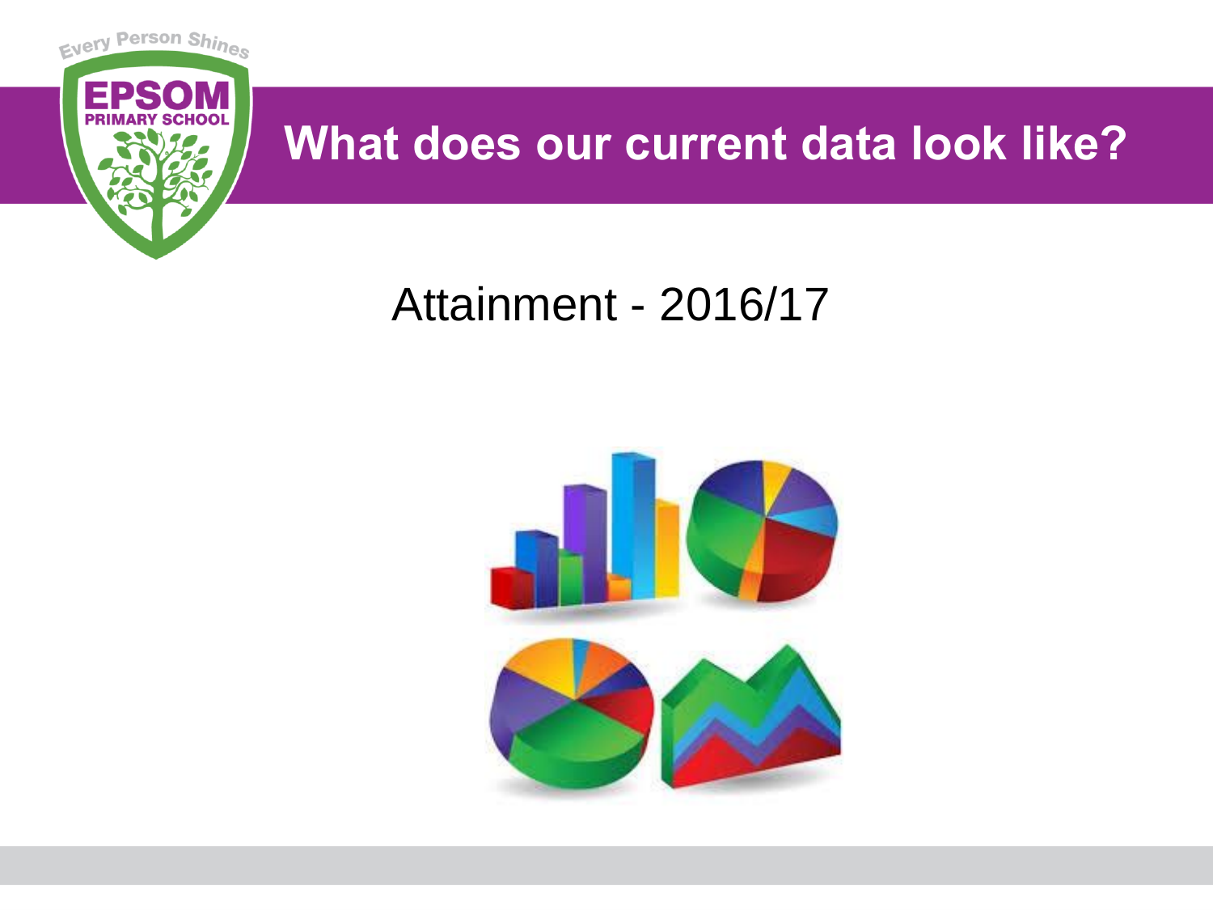# What does our current data look like?

## Attainment - 2016/17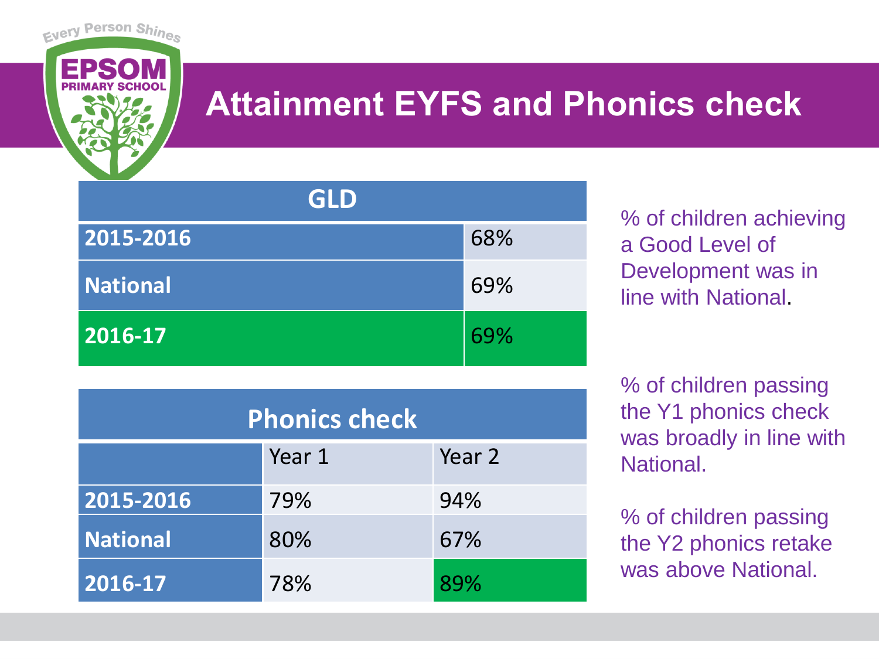# Attainment EYFS and Phonics check

| GLD | |
|---|---|
| 2015-2016 | 68% |
| National | 69% |
| 2016-17 | 69% |

% of children achieving a Good Level of Development was in line with National.

| Phonics check | | |
|---|---|---|
| | Year 1 | Year 2 |
| 2015-2016 | 79% | 94% |
| National | 80% | 67% |
| 2016-17 | 78% | 89% |

% of children passing the Y1 phonics check was broadly in line with National.

% of children passing the Y2 phonics retake was above National.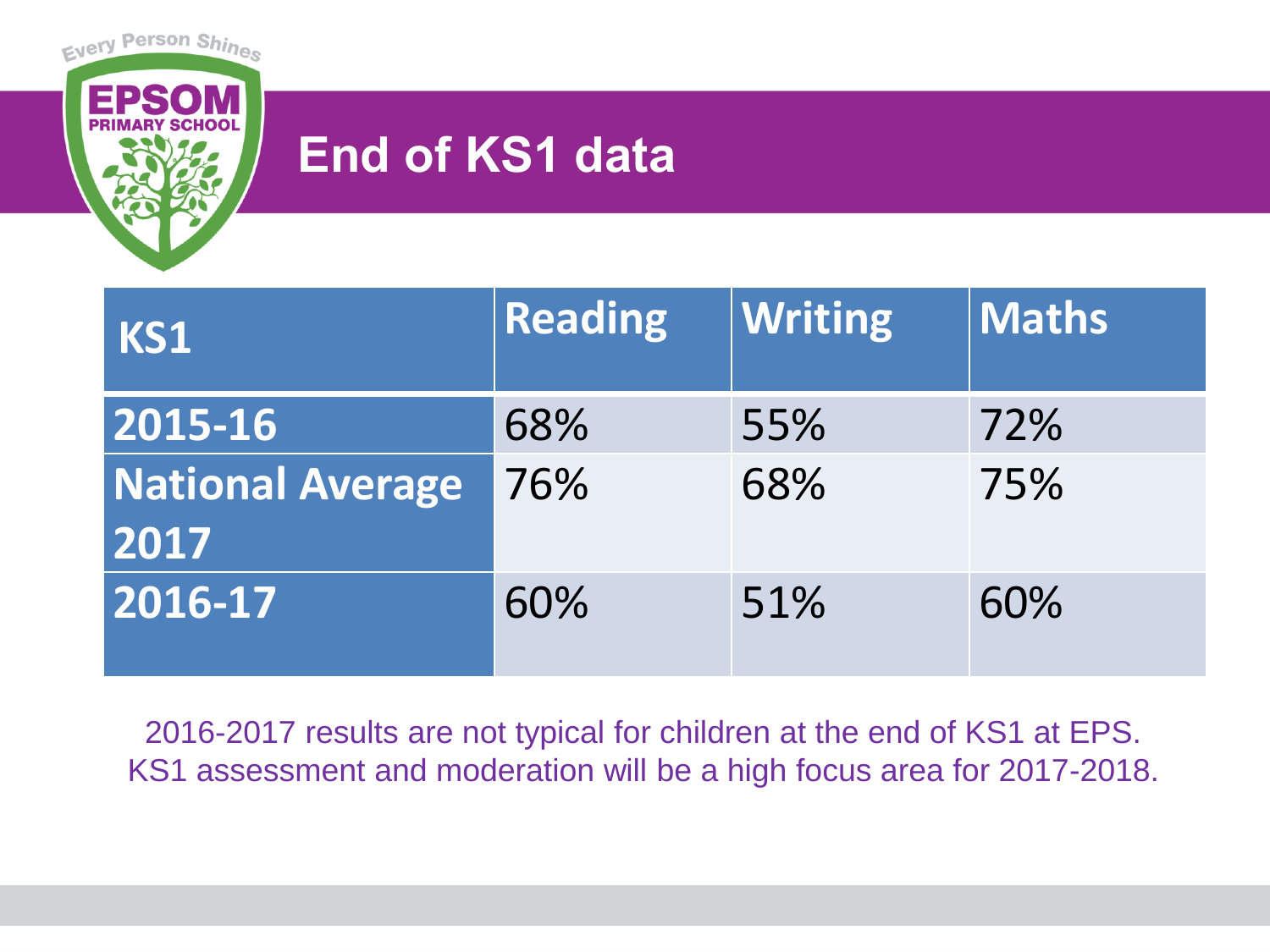Every Person Shines

EPSOM PRIMARY SCHOOL

# End of KS1 data

| KS1 | Reading | Writing | Maths |
|---|---|---|---|
| 2015-16 | 68% | 55% | 72% |
| National Average 2017 | 76% | 68% | 75% |
| 2016-17 | 60% | 51% | 60% |

2016-2017 results are not typical for children at the end of KS1 at EPS. KS1 assessment and moderation will be a high focus area for 2017-2018.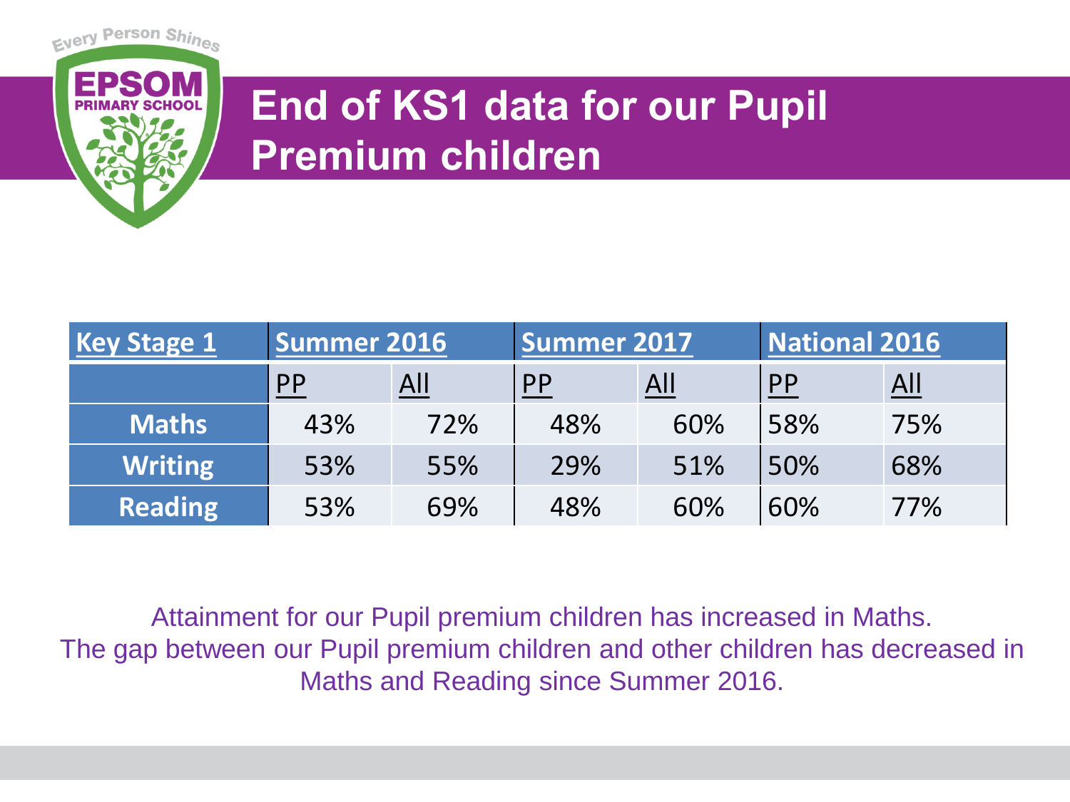Every Person Shines

EPSOM PRIMARY SCHOOL

# End of KS1 data for our Pupil Premium children

| Key Stage 1 | Summer 2016 | | Summer 2017 | | National 2016 | |
|---|---|---|---|---|---|---|
| | PP | All | PP | All | PP | All |
| **Maths** | 43% | 72% | 48% | 60% | 58% | 75% |
| **Writing** | 53% | 55% | 29% | 51% | 50% | 68% |
| **Reading** | 53% | 69% | 48% | 60% | 60% | 77% |

Attainment for our Pupil premium children has increased in Maths.
The gap between our Pupil premium children and other children has decreased in Maths and Reading since Summer 2016.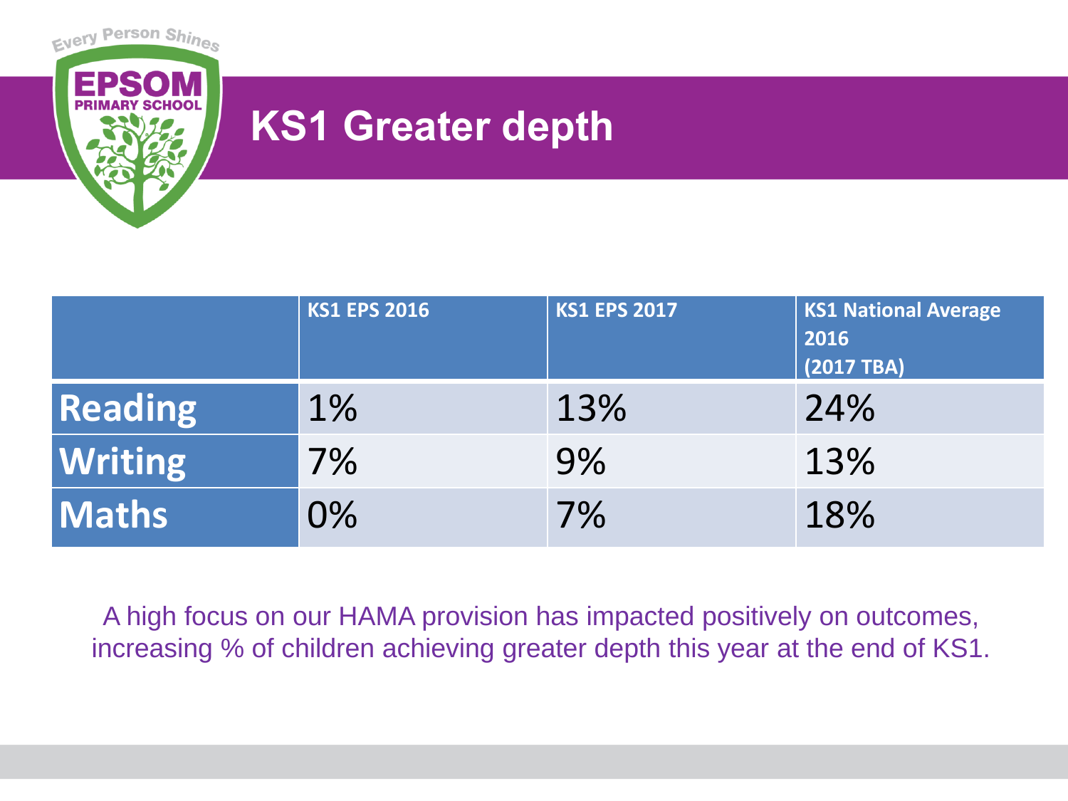# KS1 Greater depth

| | KS1 EPS 2016 | KS1 EPS 2017 | KS1 National Average 2016 (2017 TBA) |
|---|---|---|---|
| **Reading** | 1% | 13% | 24% |
| **Writing** | 7% | 9% | 13% |
| **Maths** | 0% | 7% | 18% |

A high focus on our HAMA provision has impacted positively on outcomes, increasing % of children achieving greater depth this year at the end of KS1.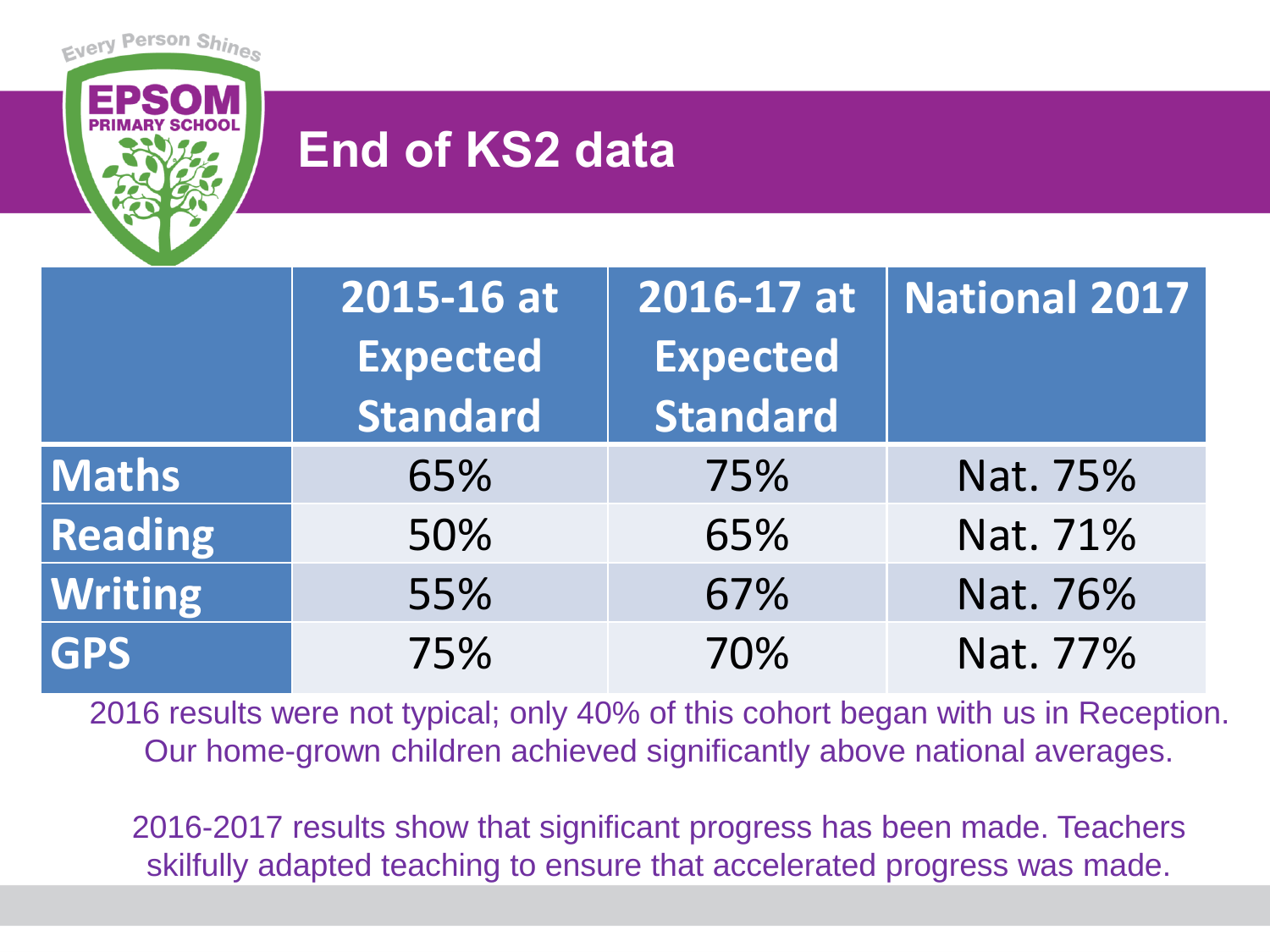Every Person Shines

EPSOM PRIMARY SCHOOL

# End of KS2 data

| | 2015-16 at Expected Standard | 2016-17 at Expected Standard | National 2017 |
|---|---|---|---|
| Maths | 65% | 75% | Nat. 75% |
| Reading | 50% | 65% | Nat. 71% |
| Writing | 55% | 67% | Nat. 76% |
| GPS | 75% | 70% | Nat. 77% |

2016 results were not typical; only 40% of this cohort began with us in Reception. Our home-grown children achieved significantly above national averages.

2016-2017 results show that significant progress has been made. Teachers skilfully adapted teaching to ensure that accelerated progress was made.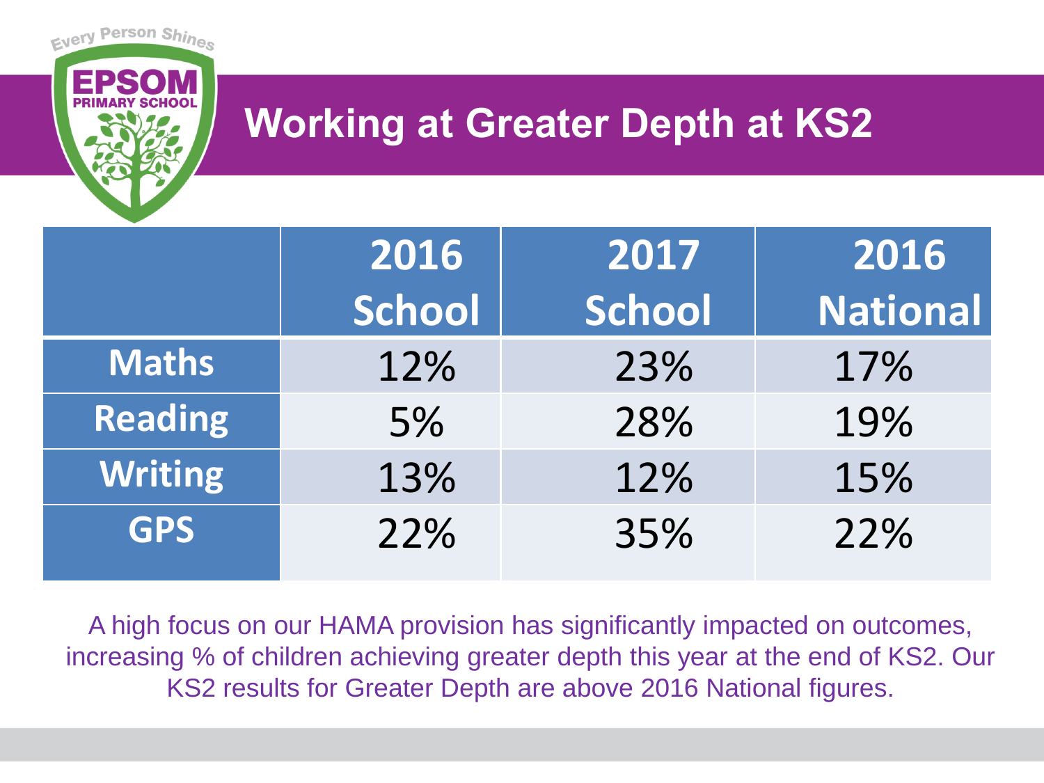Every Person Shines

EPSOM PRIMARY SCHOOL

# Working at Greater Depth at KS2

| | 2016 School | 2017 School | 2016 National |
|---|---|---|---|
| Maths | 12% | 23% | 17% |
| Reading | 5% | 28% | 19% |
| Writing | 13% | 12% | 15% |
| GPS | 22% | 35% | 22% |

A high focus on our HAMA provision has significantly impacted on outcomes, increasing % of children achieving greater depth this year at the end of KS2. Our KS2 results for Greater Depth are above 2016 National figures.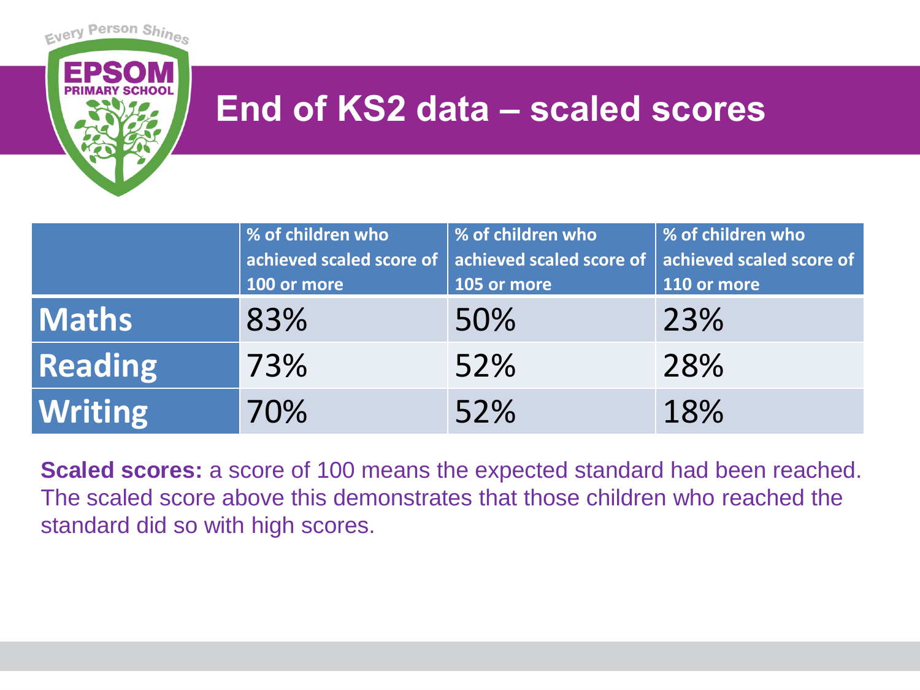# End of KS2 data – scaled scores

| | % of children who achieved scaled score of 100 or more | % of children who achieved scaled score of 105 or more | % of children who achieved scaled score of 110 or more |
|---|---|---|---|
| **Maths** | 83% | 50% | 23% |
| **Reading** | 73% | 52% | 28% |
| **Writing** | 70% | 52% | 18% |

**Scaled scores:** a score of 100 means the expected standard had been reached. The scaled score above this demonstrates that those children who reached the standard did so with high scores.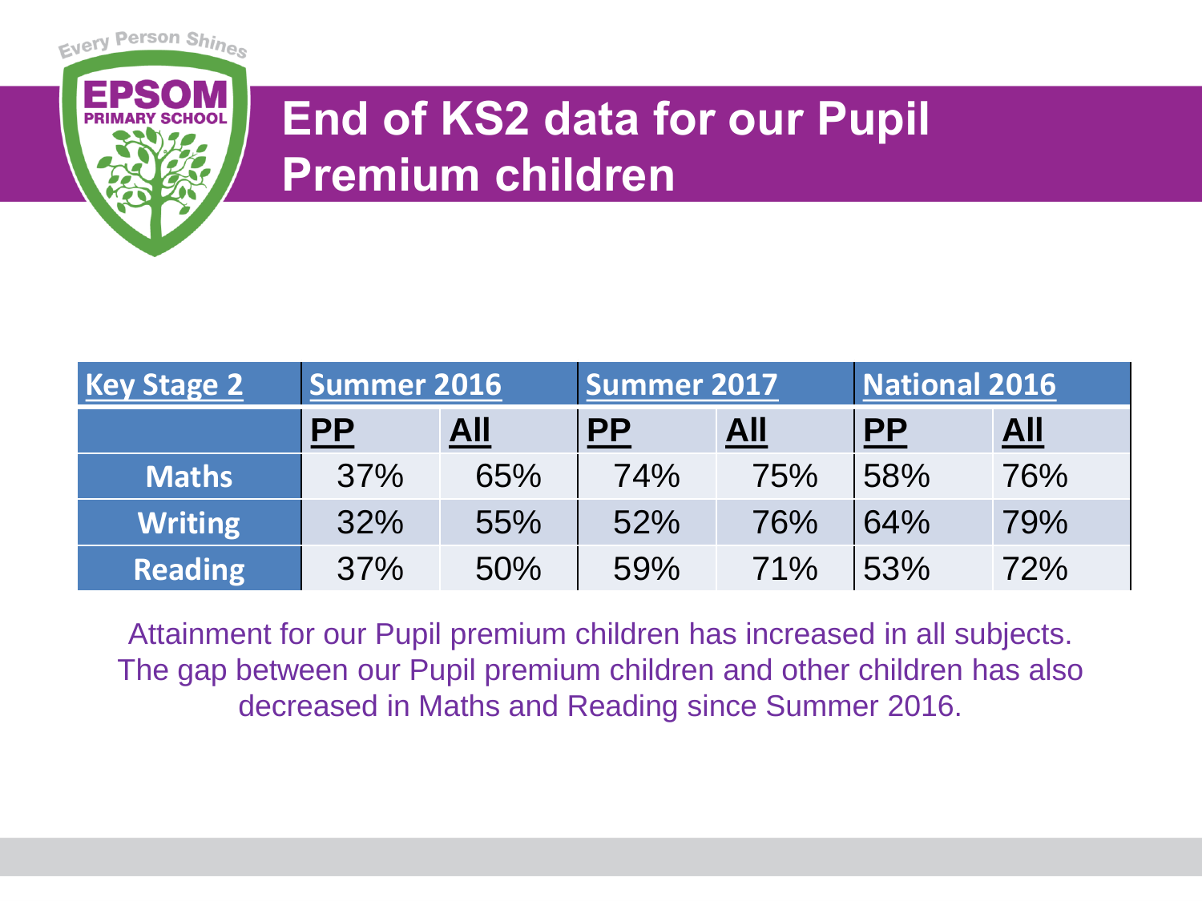Every Person Shines

EPSOM PRIMARY SCHOOL

# End of KS2 data for our Pupil Premium children

| Key Stage 2 | Summer 2016 | | Summer 2017 | | National 2016 | |
|---|---|---|---|---|---|---|
| | PP | All | PP | All | PP | All |
| Maths | 37% | 65% | 74% | 75% | 58% | 76% |
| Writing | 32% | 55% | 52% | 76% | 64% | 79% |
| Reading | 37% | 50% | 59% | 71% | 53% | 72% |

Attainment for our Pupil premium children has increased in all subjects. The gap between our Pupil premium children and other children has also decreased in Maths and Reading since Summer 2016.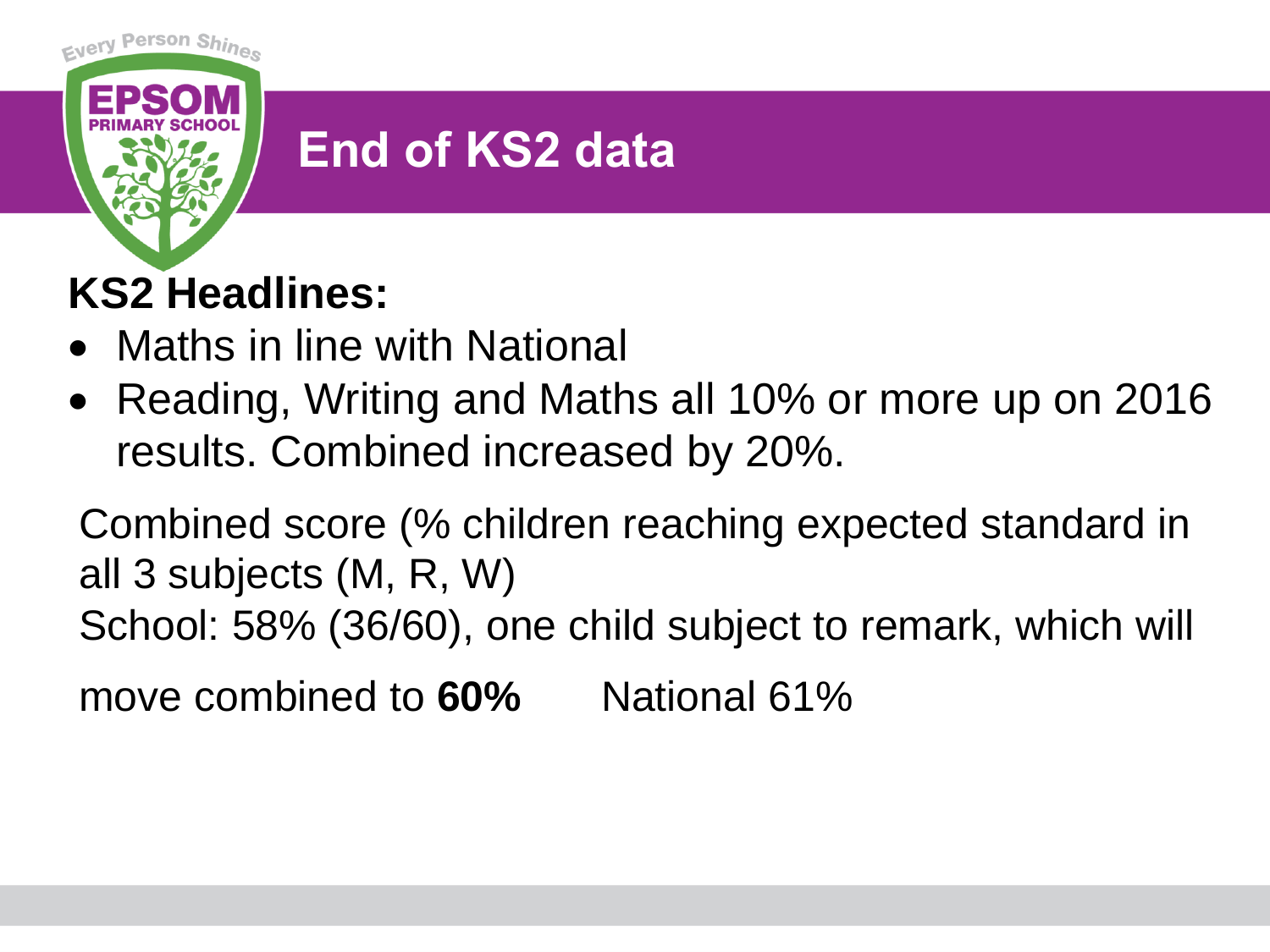# End of KS2 data

## KS2 Headlines:

- Maths in line with National
- Reading, Writing and Maths all 10% or more up on 2016 results. Combined increased by 20%.

Combined score (% children reaching expected standard in all 3 subjects (M, R, W)

School: 58% (36/60), one child subject to remark, which will move combined to **60%** National 61%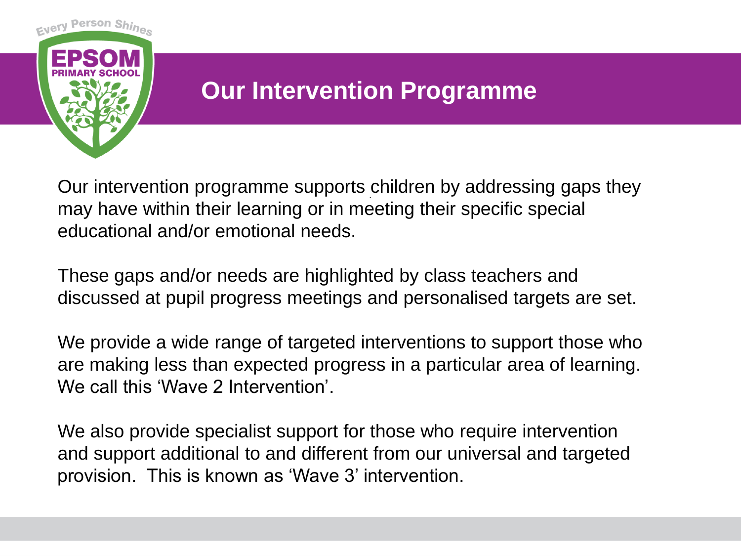Every Person Shines

EPSOM PRIMARY SCHOOL

# Our Intervention Programme

Our intervention programme supports children by addressing gaps they may have within their learning or in meeting their specific special educational and/or emotional needs.

These gaps and/or needs are highlighted by class teachers and discussed at pupil progress meetings and personalised targets are set.

We provide a wide range of targeted interventions to support those who are making less than expected progress in a particular area of learning. We call this 'Wave 2 Intervention'.

We also provide specialist support for those who require intervention and support additional to and different from our universal and targeted provision. This is known as 'Wave 3' intervention.